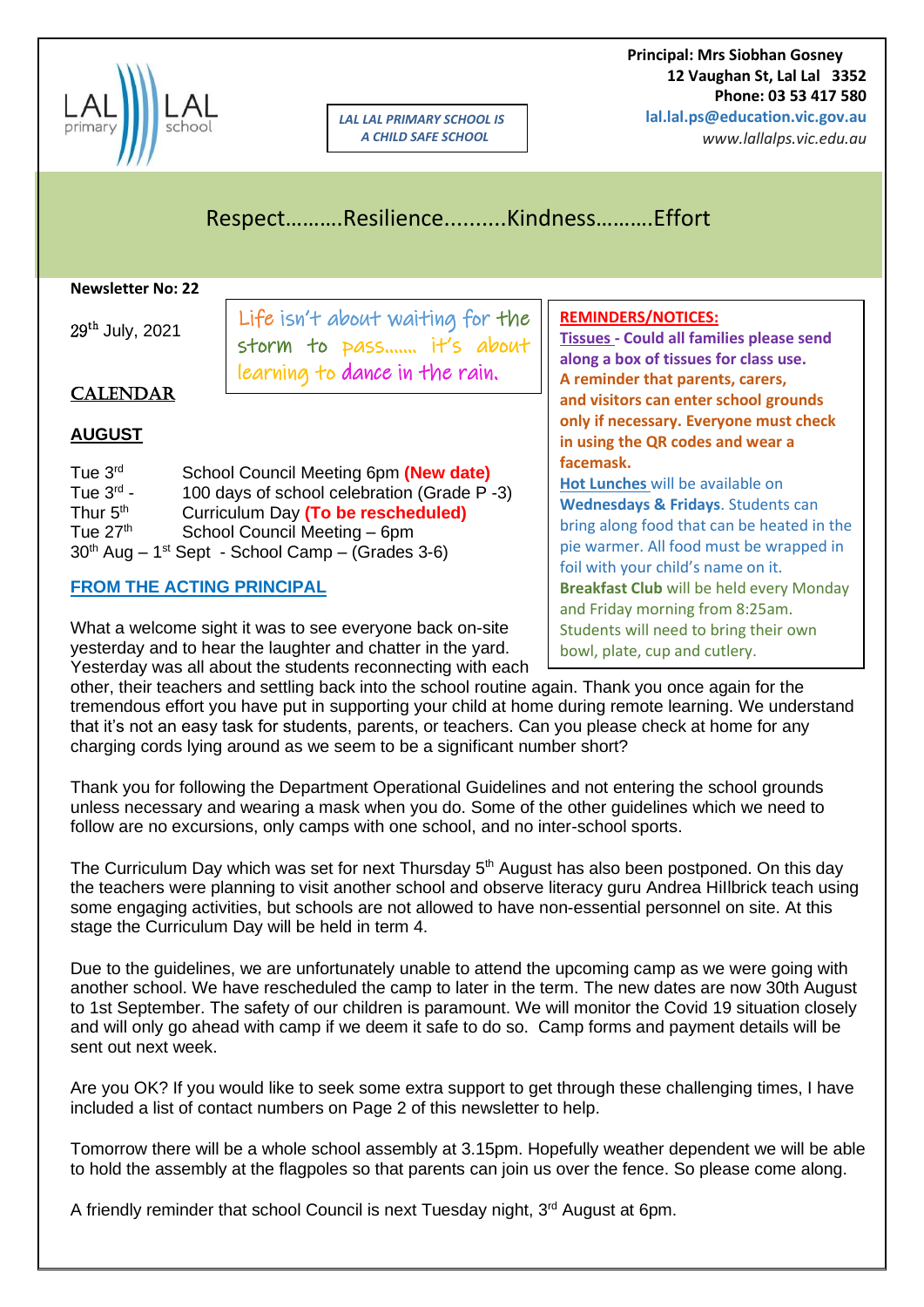LAL LAL primary school

*LAL LAL PRIMARY SCHOOL IS A CHILD SAFE SCHOOL*

**Principal: Mrs Siobhan Gosney**
**12 Vaughan St, Lal Lal 3352**
**Phone: 03 53 417 580**
**lal.lal.ps@education.vic.gov.au**
*www.lallalps.vic.edu.au*

# Respect……….Resilience..........Kindness……….Effort

**Newsletter No: 22**

29th July, 2021

Life isn't about waiting for the storm to pass……. it's about learning to dance in the rain.

## CALENDAR

### AUGUST

| | |
|---|---|
| Tue 3rd | School Council Meeting 6pm **(New date)** |
| Tue 3rd - | 100 days of school celebration (Grade P -3) |
| Thur 5th | Curriculum Day **(To be rescheduled)** |
| Tue 27th | School Council Meeting – 6pm |
| 30th Aug – 1st Sept | School Camp – (Grades 3-6) |

**REMINDERS/NOTICES:**

**Tissues - Could all families please send along a box of tissues for class use.**

**A reminder that parents, carers, and visitors can enter school grounds only if necessary. Everyone must check in using the QR codes and wear a facemask.**

**Hot Lunches** will be available on **Wednesdays & Fridays**. Students can bring along food that can be heated in the pie warmer. All food must be wrapped in foil with your child's name on it.

**Breakfast Club** will be held every Monday and Friday morning from 8:25am. Students will need to bring their own bowl, plate, cup and cutlery.

## FROM THE ACTING PRINCIPAL

What a welcome sight it was to see everyone back on-site yesterday and to hear the laughter and chatter in the yard. Yesterday was all about the students reconnecting with each other, their teachers and settling back into the school routine again. Thank you once again for the tremendous effort you have put in supporting your child at home during remote learning. We understand that it's not an easy task for students, parents, or teachers. Can you please check at home for any charging cords lying around as we seem to be a significant number short?

Thank you for following the Department Operational Guidelines and not entering the school grounds unless necessary and wearing a mask when you do. Some of the other guidelines which we need to follow are no excursions, only camps with one school, and no inter-school sports.

The Curriculum Day which was set for next Thursday 5th August has also been postponed. On this day the teachers were planning to visit another school and observe literacy guru Andrea Hillbrick teach using some engaging activities, but schools are not allowed to have non-essential personnel on site. At this stage the Curriculum Day will be held in term 4.

Due to the guidelines, we are unfortunately unable to attend the upcoming camp as we were going with another school. We have rescheduled the camp to later in the term. The new dates are now 30th August to 1st September. The safety of our children is paramount. We will monitor the Covid 19 situation closely and will only go ahead with camp if we deem it safe to do so. Camp forms and payment details will be sent out next week.

Are you OK? If you would like to seek some extra support to get through these challenging times, I have included a list of contact numbers on Page 2 of this newsletter to help.

Tomorrow there will be a whole school assembly at 3.15pm. Hopefully weather dependent we will be able to hold the assembly at the flagpoles so that parents can join us over the fence. So please come along.

A friendly reminder that school Council is next Tuesday night, 3rd August at 6pm.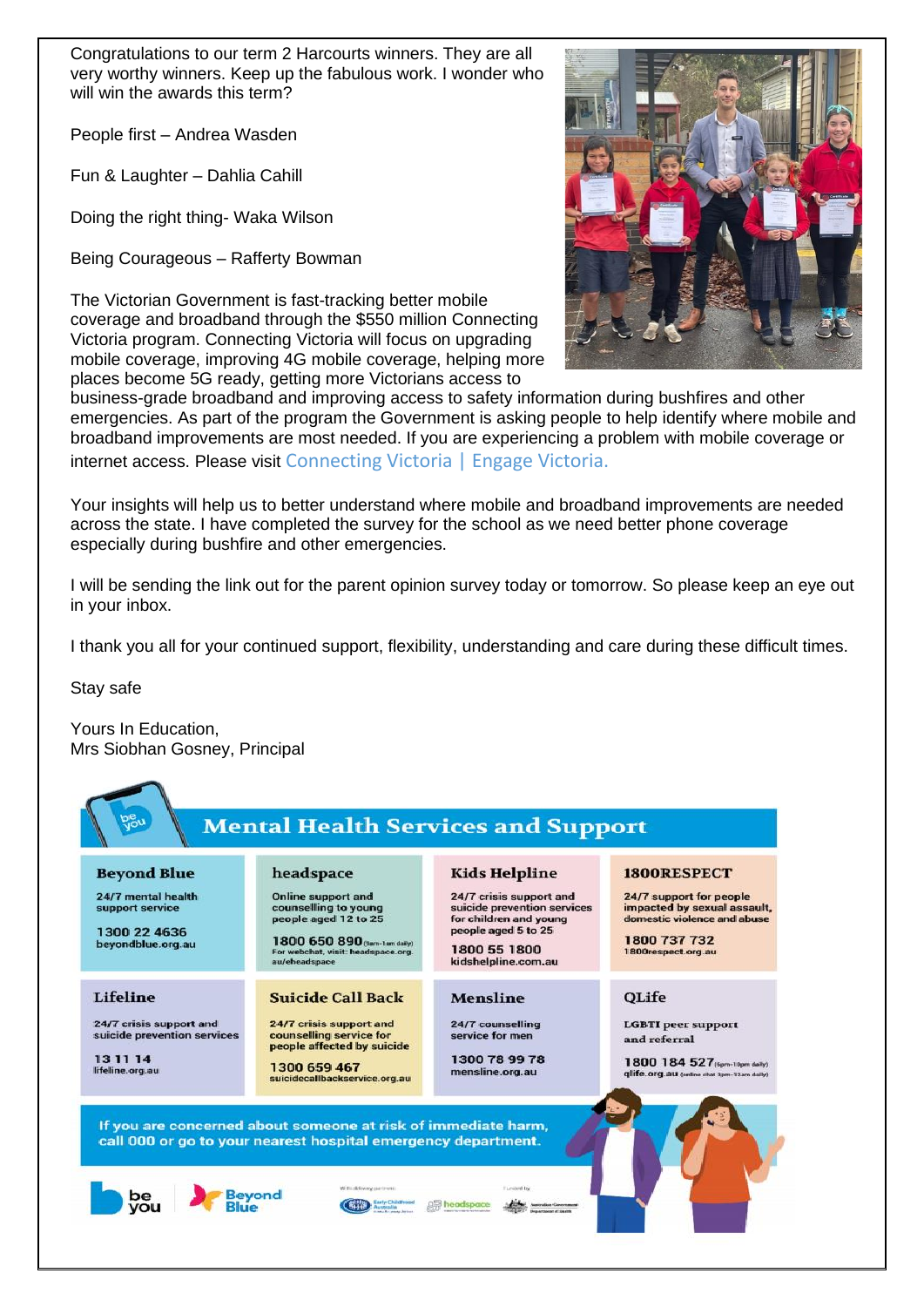Congratulations to our term 2 Harcourts winners. They are all very worthy winners. Keep up the fabulous work. I wonder who will win the awards this term?

People first – Andrea Wasden

Fun & Laughter – Dahlia Cahill

Doing the right thing- Waka Wilson

Being Courageous – Rafferty Bowman

The Victorian Government is fast-tracking better mobile coverage and broadband through the $550 million Connecting Victoria program. Connecting Victoria will focus on upgrading mobile coverage, improving 4G mobile coverage, helping more places become 5G ready, getting more Victorians access to business-grade broadband and improving access to safety information during bushfires and other emergencies. As part of the program the Government is asking people to help identify where mobile and broadband improvements are most needed. If you are experiencing a problem with mobile coverage or internet access. Please visit Connecting Victoria | Engage Victoria.

Your insights will help us to better understand where mobile and broadband improvements are needed across the state. I have completed the survey for the school as we need better phone coverage especially during bushfire and other emergencies.

I will be sending the link out for the parent opinion survey today or tomorrow. So please keep an eye out in your inbox.

I thank you all for your continued support, flexibility, understanding and care during these difficult times.

Stay safe

Yours In Education,
Mrs Siobhan Gosney, Principal

## Mental Health Services and Support

| Beyond Blue | headspace | Kids Helpline | 1800RESPECT |
|---|---|---|---|
| 24/7 mental health support service<br>1300 22 4636<br>beyondblue.org.au | Online support and counselling to young people aged 12 to 25<br>1800 650 890 (9am-1am daily)<br>For webchat, visit: headspace.org.au/eheadspace | 24/7 crisis support and suicide prevention services for children and young people aged 5 to 25<br>1800 55 1800<br>kidshelpline.com.au | 24/7 support for people impacted by sexual assault, domestic violence and abuse<br>1800 737 732<br>1800respect.org.au |
| **Lifeline** | **Suicide Call Back** | **Mensline** | **QLife** |
| 24/7 crisis support and suicide prevention services<br>13 11 14<br>lifeline.org.au | 24/7 crisis support and counselling service for people affected by suicide<br>1300 659 467<br>suicidecallbackservice.org.au | 24/7 counselling service for men<br>1300 78 99 78<br>mensline.org.au | LGBTI peer support and referral<br>1800 184 527 (3pm-12am daily)<br>qlife.org.au (online chat 3pm-12am daily) |

If you are concerned about someone at risk of immediate harm, call 000 or go to your nearest hospital emergency department.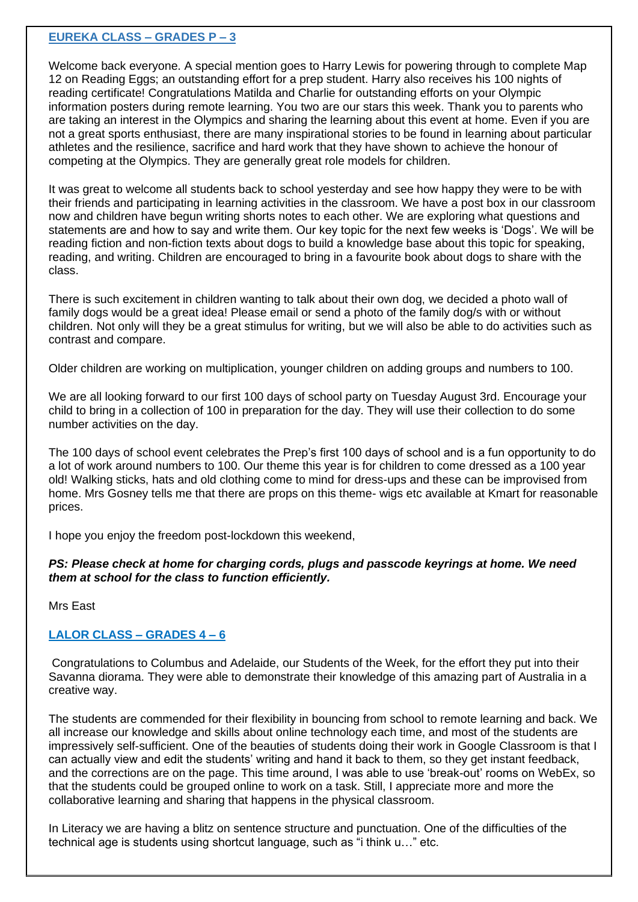## EUREKA CLASS – GRADES P – 3

Welcome back everyone. A special mention goes to Harry Lewis for powering through to complete Map 12 on Reading Eggs; an outstanding effort for a prep student. Harry also receives his 100 nights of reading certificate! Congratulations Matilda and Charlie for outstanding efforts on your Olympic information posters during remote learning. You two are our stars this week. Thank you to parents who are taking an interest in the Olympics and sharing the learning about this event at home. Even if you are not a great sports enthusiast, there are many inspirational stories to be found in learning about particular athletes and the resilience, sacrifice and hard work that they have shown to achieve the honour of competing at the Olympics. They are generally great role models for children.

It was great to welcome all students back to school yesterday and see how happy they were to be with their friends and participating in learning activities in the classroom. We have a post box in our classroom now and children have begun writing shorts notes to each other. We are exploring what questions and statements are and how to say and write them. Our key topic for the next few weeks is 'Dogs'. We will be reading fiction and non-fiction texts about dogs to build a knowledge base about this topic for speaking, reading, and writing. Children are encouraged to bring in a favourite book about dogs to share with the class.

There is such excitement in children wanting to talk about their own dog, we decided a photo wall of family dogs would be a great idea! Please email or send a photo of the family dog/s with or without children. Not only will they be a great stimulus for writing, but we will also be able to do activities such as contrast and compare.

Older children are working on multiplication, younger children on adding groups and numbers to 100.

We are all looking forward to our first 100 days of school party on Tuesday August 3rd. Encourage your child to bring in a collection of 100 in preparation for the day. They will use their collection to do some number activities on the day.

The 100 days of school event celebrates the Prep's first 100 days of school and is a fun opportunity to do a lot of work around numbers to 100. Our theme this year is for children to come dressed as a 100 year old! Walking sticks, hats and old clothing come to mind for dress-ups and these can be improvised from home. Mrs Gosney tells me that there are props on this theme- wigs etc available at Kmart for reasonable prices.

I hope you enjoy the freedom post-lockdown this weekend,

***PS: Please check at home for charging cords, plugs and passcode keyrings at home. We need them at school for the class to function efficiently.***

Mrs East

## LALOR CLASS – GRADES 4 – 6

Congratulations to Columbus and Adelaide, our Students of the Week, for the effort they put into their Savanna diorama. They were able to demonstrate their knowledge of this amazing part of Australia in a creative way.

The students are commended for their flexibility in bouncing from school to remote learning and back. We all increase our knowledge and skills about online technology each time, and most of the students are impressively self-sufficient. One of the beauties of students doing their work in Google Classroom is that I can actually view and edit the students' writing and hand it back to them, so they get instant feedback, and the corrections are on the page. This time around, I was able to use 'break-out' rooms on WebEx, so that the students could be grouped online to work on a task. Still, I appreciate more and more the collaborative learning and sharing that happens in the physical classroom.

In Literacy we are having a blitz on sentence structure and punctuation. One of the difficulties of the technical age is students using shortcut language, such as "i think u…" etc.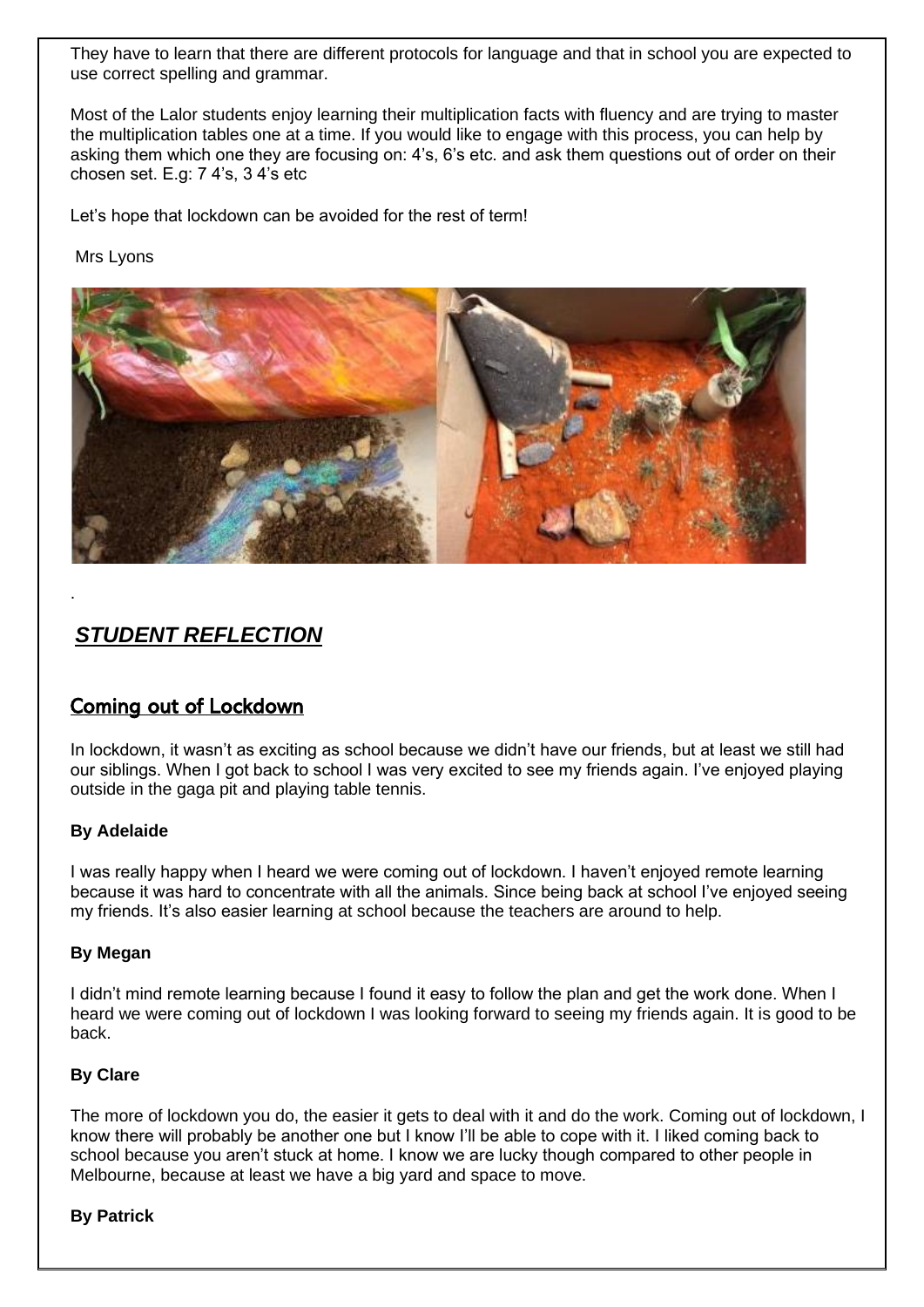They have to learn that there are different protocols for language and that in school you are expected to use correct spelling and grammar.

Most of the Lalor students enjoy learning their multiplication facts with fluency and are trying to master the multiplication tables one at a time. If you would like to engage with this process, you can help by asking them which one they are focusing on: 4's, 6's etc. and ask them questions out of order on their chosen set. E.g: 7 4's, 3 4's etc

Let's hope that lockdown can be avoided for the rest of term!

Mrs Lyons

.

## ***STUDENT REFLECTION***

### Coming out of Lockdown

In lockdown, it wasn't as exciting as school because we didn't have our friends, but at least we still had our siblings. When I got back to school I was very excited to see my friends again. I've enjoyed playing outside in the gaga pit and playing table tennis.

**By Adelaide**

I was really happy when I heard we were coming out of lockdown. I haven't enjoyed remote learning because it was hard to concentrate with all the animals. Since being back at school I've enjoyed seeing my friends. It's also easier learning at school because the teachers are around to help.

**By Megan**

I didn't mind remote learning because I found it easy to follow the plan and get the work done. When I heard we were coming out of lockdown I was looking forward to seeing my friends again. It is good to be back.

**By Clare**

The more of lockdown you do, the easier it gets to deal with it and do the work. Coming out of lockdown, I know there will probably be another one but I know I'll be able to cope with it. I liked coming back to school because you aren't stuck at home. I know we are lucky though compared to other people in Melbourne, because at least we have a big yard and space to move.

**By Patrick**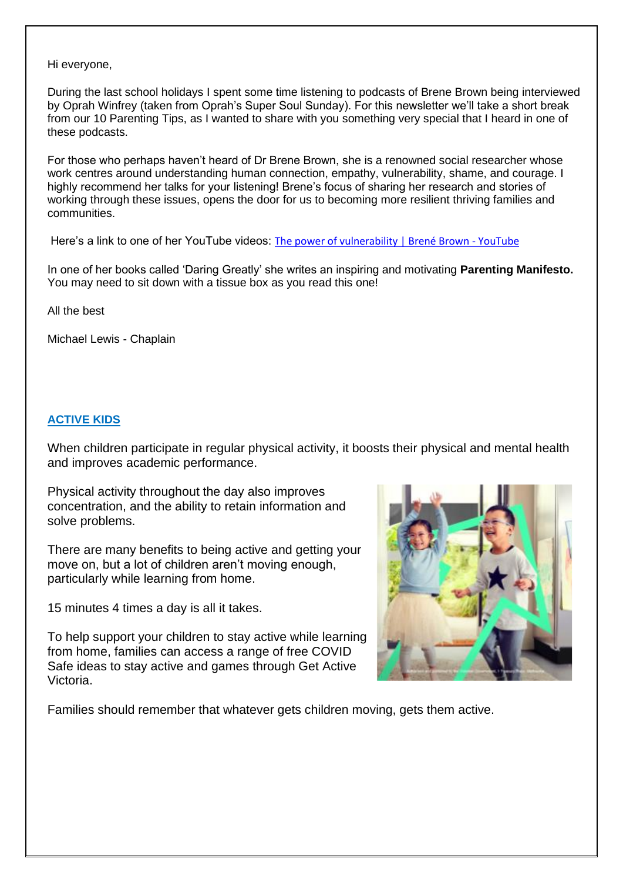Hi everyone,

During the last school holidays I spent some time listening to podcasts of Brene Brown being interviewed by Oprah Winfrey (taken from Oprah's Super Soul Sunday). For this newsletter we'll take a short break from our 10 Parenting Tips, as I wanted to share with you something very special that I heard in one of these podcasts.

For those who perhaps haven't heard of Dr Brene Brown, she is a renowned social researcher whose work centres around understanding human connection, empathy, vulnerability, shame, and courage. I highly recommend her talks for your listening! Brene's focus of sharing her research and stories of working through these issues, opens the door for us to becoming more resilient thriving families and communities.

Here's a link to one of her YouTube videos: The power of vulnerability | Brené Brown - YouTube

In one of her books called 'Daring Greatly' she writes an inspiring and motivating **Parenting Manifesto.** You may need to sit down with a tissue box as you read this one!

All the best

Michael Lewis - Chaplain

## ACTIVE KIDS

When children participate in regular physical activity, it boosts their physical and mental health and improves academic performance.

Physical activity throughout the day also improves concentration, and the ability to retain information and solve problems.

There are many benefits to being active and getting your move on, but a lot of children aren't moving enough, particularly while learning from home.

15 minutes 4 times a day is all it takes.

To help support your children to stay active while learning from home, families can access a range of free COVID Safe ideas to stay active and games through Get Active Victoria.

Families should remember that whatever gets children moving, gets them active.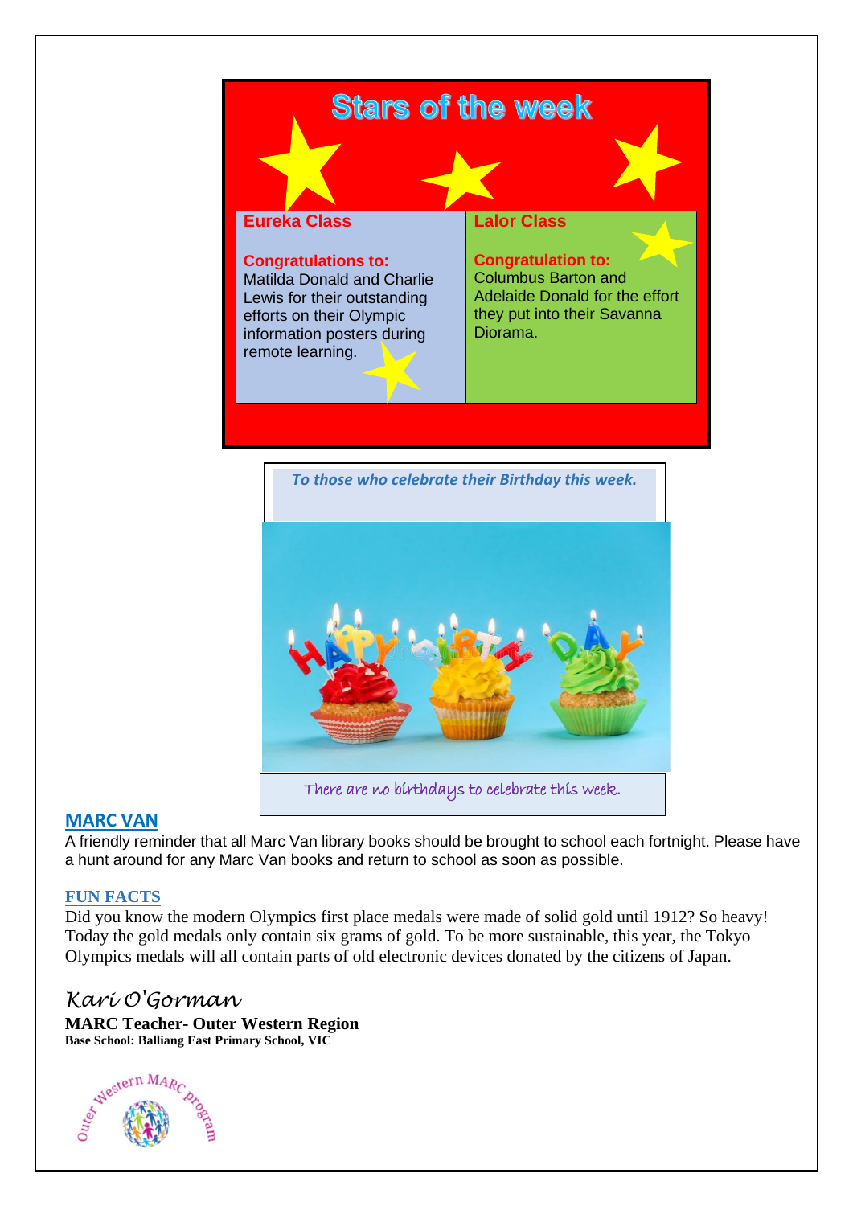## Stars of the week

### Eureka Class

**Congratulations to:**
Matilda Donald and Charlie Lewis for their outstanding efforts on their Olympic information posters during remote learning.

### Lalor Class

**Congratulation to:**
Columbus Barton and Adelaide Donald for the effort they put into their Savanna Diorama.

*To those who celebrate their Birthday this week.*

There are no birthdays to celebrate this week.

## MARC VAN

A friendly reminder that all Marc Van library books should be brought to school each fortnight. Please have a hunt around for any Marc Van books and return to school as soon as possible.

## FUN FACTS

Did you know the modern Olympics first place medals were made of solid gold until 1912? So heavy! Today the gold medals only contain six grams of gold. To be more sustainable, this year, the Tokyo Olympics medals will all contain parts of old electronic devices donated by the citizens of Japan.

*Kari O'Gorman*

**MARC Teacher- Outer Western Region**
**Base School: Balliang East Primary School, VIC**

Outer Western MARC program